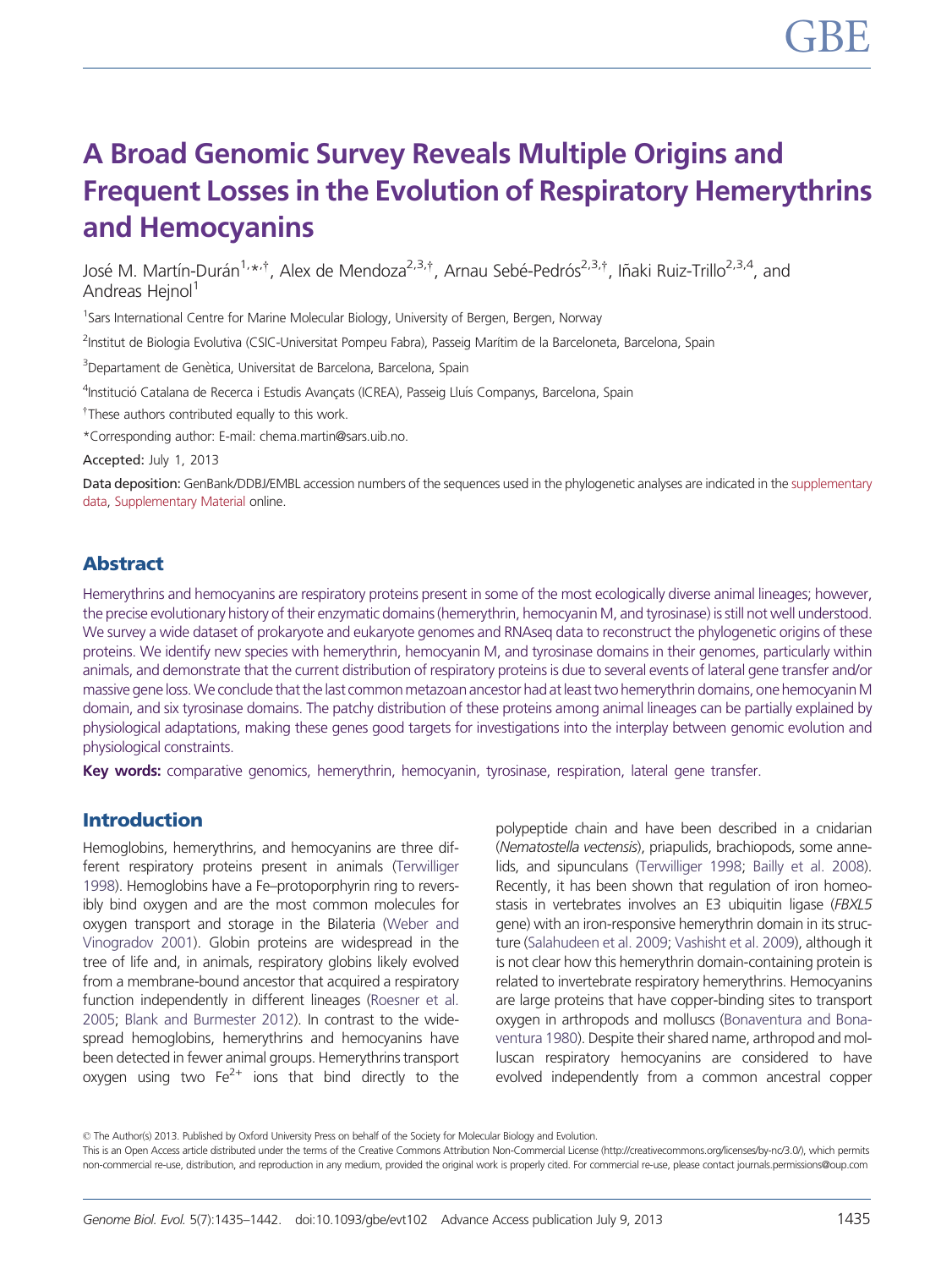# A Broad Genomic Survey Reveals Multiple Origins and Frequent Losses in the Evolution of Respiratory Hemerythrins and Hemocyanins

José M. Martín-Durán[1,*,†], Alex de Mendoza[2,3,†], Arnau Sebé-Pedrós[2,3,†], Iñaki Ruiz-Trillo[2,3,4], and Andreas Hejnol[1]

[1]Sars International Centre for Marine Molecular Biology, University of Bergen, Bergen, Norway

[2]Institut de Biologia Evolutiva (CSIC-Universitat Pompeu Fabra), Passeig Marítim de la Barceloneta, Barcelona, Spain

[3]Departament de Genètica, Universitat de Barcelona, Barcelona, Spain

[4]Institució Catalana de Recerca i Estudis Avançats (ICREA), Passeig Lluís Companys, Barcelona, Spain

†These authors contributed equally to this work.

*Corresponding author: E-mail: chema.martin@sars.uib.no.

Accepted: July 1, 2013

Data deposition: GenBank/DDBJ/EMBL accession numbers of the sequences used in the phylogenetic analyses are indicated in the supplementary data, Supplementary Material online.

## Abstract

Hemerythrins and hemocyanins are respiratory proteins present in some of the most ecologically diverse animal lineages; however, the precise evolutionary history of their enzymatic domains (hemerythrin, hemocyanin M, and tyrosinase) is still not well understood. We survey a wide dataset of prokaryote and eukaryote genomes and RNAseq data to reconstruct the phylogenetic origins of these proteins. We identify new species with hemerythrin, hemocyanin M, and tyrosinase domains in their genomes, particularly within animals, and demonstrate that the current distribution of respiratory proteins is due to several events of lateral gene transfer and/or massive gene loss. We conclude that the last common metazoan ancestor had at least two hemerythrin domains, one hemocyanin M domain, and six tyrosinase domains. The patchy distribution of these proteins among animal lineages can be partially explained by physiological adaptations, making these genes good targets for investigations into the interplay between genomic evolution and physiological constraints.

**Key words:** comparative genomics, hemerythrin, hemocyanin, tyrosinase, respiration, lateral gene transfer.

## Introduction

Hemoglobins, hemerythrins, and hemocyanins are three different respiratory proteins present in animals (Terwilliger 1998). Hemoglobins have a Fe–protoporphyrin ring to reversibly bind oxygen and are the most common molecules for oxygen transport and storage in the Bilateria (Weber and Vinogradov 2001). Globin proteins are widespread in the tree of life and, in animals, respiratory globins likely evolved from a membrane-bound ancestor that acquired a respiratory function independently in different lineages (Roesner et al. 2005; Blank and Burmester 2012). In contrast to the widespread hemoglobins, hemerythrins and hemocyanins have been detected in fewer animal groups. Hemerythrins transport oxygen using two $Fe^{2+}$ ions that bind directly to the polypeptide chain and have been described in a cnidarian (*Nematostella vectensis*), priapulids, brachiopods, some annelids, and sipunculans (Terwilliger 1998; Bailly et al. 2008). Recently, it has been shown that regulation of iron homeostasis in vertebrates involves an E3 ubiquitin ligase (*FBXL5* gene) with an iron-responsive hemerythrin domain in its structure (Salahudeen et al. 2009; Vashisht et al. 2009), although it is not clear how this hemerythrin domain-containing protein is related to invertebrate respiratory hemerythrins. Hemocyanins are large proteins that have copper-binding sites to transport oxygen in arthropods and molluscs (Bonaventura and Bonaventura 1980). Despite their shared name, arthropod and molluscan respiratory hemocyanins are considered to have evolved independently from a common ancestral copper

© The Author(s) 2013. Published by Oxford University Press on behalf of the Society for Molecular Biology and Evolution.
This is an Open Access article distributed under the terms of the Creative Commons Attribution Non-Commercial License (http://creativecommons.org/licenses/by-nc/3.0/), which permits non-commercial re-use, distribution, and reproduction in any medium, provided the original work is properly cited. For commercial re-use, please contact journals.permissions@oup.com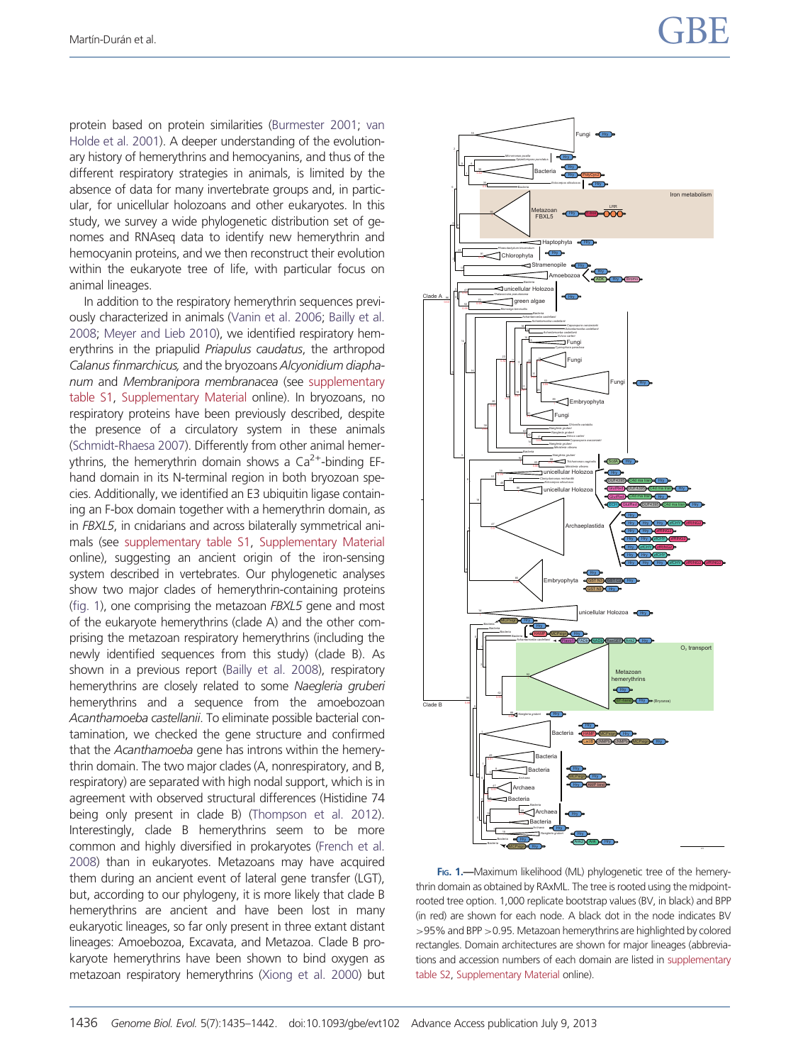protein based on protein similarities (Burmester 2001; van Holde et al. 2001). A deeper understanding of the evolutionary history of hemerythrins and hemocyanins, and thus of the different respiratory strategies in animals, is limited by the absence of data for many invertebrate groups and, in particular, for unicellular holozoans and other eukaryotes. In this study, we survey a wide phylogenetic distribution set of genomes and RNAseq data to identify new hemerythrin and hemocyanin proteins, and we then reconstruct their evolution within the eukaryote tree of life, with particular focus on animal lineages.

In addition to the respiratory hemerythrin sequences previously characterized in animals (Vanin et al. 2006; Bailly et al. 2008; Meyer and Lieb 2010), we identified respiratory hemerythrins in the priapulid *Priapulus caudatus*, the arthropod *Calanus finmarchicus,* and the bryozoans *Alcyonidium diaphanum* and *Membranipora membranacea* (see supplementary table S1, Supplementary Material online). In bryozoans, no respiratory proteins have been previously described, despite the presence of a circulatory system in these animals (Schmidt-Rhaesa 2007). Differently from other animal hemerythrins, the hemerythrin domain shows a $Ca^{2+}$-binding EF-hand domain in its N-terminal region in both bryozoan species. Additionally, we identified an E3 ubiquitin ligase containing an F-box domain together with a hemerythrin domain, as in *FBXL5*, in cnidarians and across bilaterally symmetrical animals (see supplementary table S1, Supplementary Material online), suggesting an ancient origin of the iron-sensing system described in vertebrates. Our phylogenetic analyses show two major clades of hemerythrin-containing proteins (fig. 1), one comprising the metazoan *FBXL5* gene and most of the eukaryote hemerythrins (clade A) and the other comprising the metazoan respiratory hemerythrins (including the newly identified sequences from this study) (clade B). As shown in a previous report (Bailly et al. 2008), respiratory hemerythrins are closely related to some *Naegleria gruberi* hemerythrins and a sequence from the amoebozoan *Acanthamoeba castellanii*. To eliminate possible bacterial contamination, we checked the gene structure and confirmed that the *Acanthamoeba* gene has introns within the hemerythrin domain. The two major clades (A, nonrespiratory, and B, respiratory) are separated with high nodal support, which is in agreement with observed structural differences (Histidine 74 being only present in clade B) (Thompson et al. 2012). Interestingly, clade B hemerythrins seem to be more common and highly diversified in prokaryotes (French et al. 2008) than in eukaryotes. Metazoans may have acquired them during an ancient event of lateral gene transfer (LGT), but, according to our phylogeny, it is more likely that clade B hemerythrins are ancient and have been lost in many eukaryotic lineages, so far only present in three extant distant lineages: Amoebozoa, Excavata, and Metazoa. Clade B prokaryote hemerythrins have been shown to bind oxygen as metazoan respiratory hemerythrins (Xiong et al. 2000) but

**Fig. 1.**—Maximum likelihood (ML) phylogenetic tree of the hemerythrin domain as obtained by RAxML. The tree is rooted using the midpoint-rooted tree option. 1,000 replicate bootstrap values (BV, in black) and BPP (in red) are shown for each node. A black dot in the node indicates BV >95% and BPP >0.95. Metazoan hemerythrins are highlighted by colored rectangles. Domain architectures are shown for major lineages (abbreviations and accession numbers of each domain are listed in supplementary table S2, Supplementary Material online).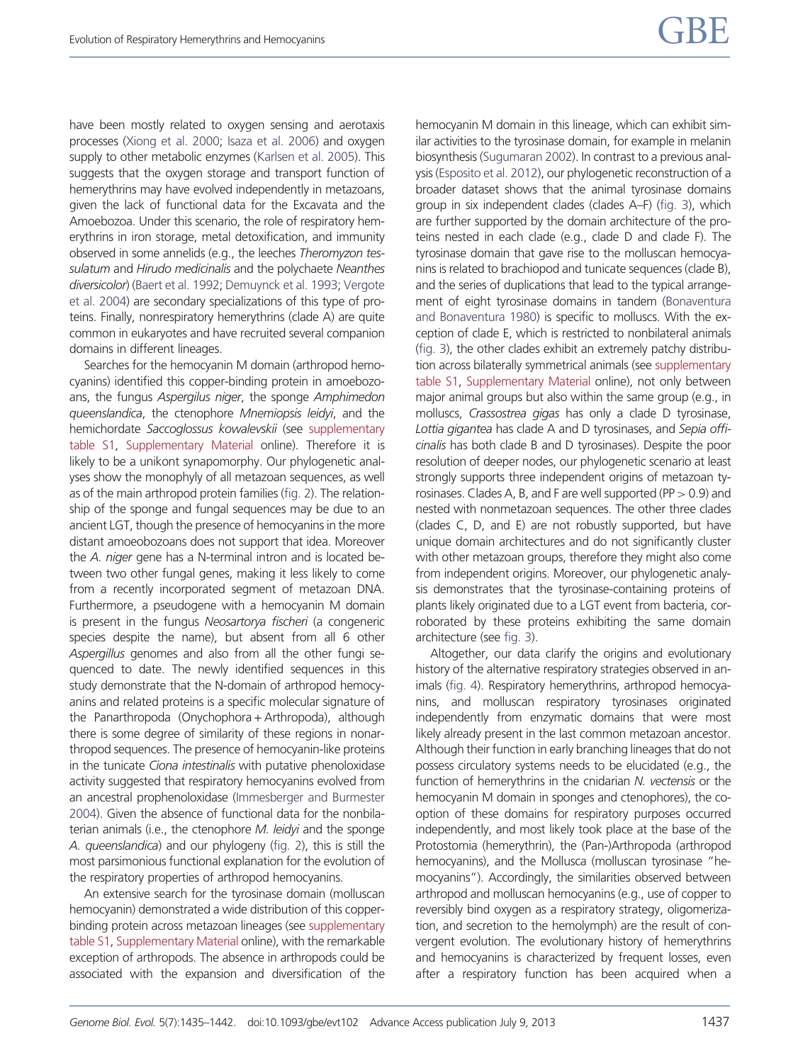have been mostly related to oxygen sensing and aerotaxis processes (Xiong et al. 2000; Isaza et al. 2006) and oxygen supply to other metabolic enzymes (Karlsen et al. 2005). This suggests that the oxygen storage and transport function of hemerythrins may have evolved independently in metazoans, given the lack of functional data for the Excavata and the Amoebozoa. Under this scenario, the role of respiratory hemerythrins in iron storage, metal detoxification, and immunity observed in some annelids (e.g., the leeches *Theromyzon tessulatum* and *Hirudo medicinalis* and the polychaete *Neanthes diversicolor*) (Baert et al. 1992; Demuynck et al. 1993; Vergote et al. 2004) are secondary specializations of this type of proteins. Finally, nonrespiratory hemerythrins (clade A) are quite common in eukaryotes and have recruited several companion domains in different lineages.

Searches for the hemocyanin M domain (arthropod hemocyanins) identified this copper-binding protein in amoebozoans, the fungus *Aspergilus niger*, the sponge *Amphimedon queenslandica*, the ctenophore *Mnemiopsis leidyi*, and the hemichordate *Saccoglossus kowalevskii* (see supplementary table S1, Supplementary Material online). Therefore it is likely to be a unikont synapomorphy. Our phylogenetic analyses show the monophyly of all metazoan sequences, as well as of the main arthropod protein families (fig. 2). The relationship of the sponge and fungal sequences may be due to an ancient LGT, though the presence of hemocyanins in the more distant amoeobozoans does not support that idea. Moreover the *A. niger* gene has a N-terminal intron and is located between two other fungal genes, making it less likely to come from a recently incorporated segment of metazoan DNA. Furthermore, a pseudogene with a hemocyanin M domain is present in the fungus *Neosartorya fischeri* (a congeneric species despite the name), but absent from all 6 other *Aspergillus* genomes and also from all the other fungi sequenced to date. The newly identified sequences in this study demonstrate that the N-domain of arthropod hemocyanins and related proteins is a specific molecular signature of the Panarthropoda (Onychophora + Arthropoda), although there is some degree of similarity of these regions in nonarthropod sequences. The presence of hemocyanin-like proteins in the tunicate *Ciona intestinalis* with putative phenoloxidase activity suggested that respiratory hemocyanins evolved from an ancestral prophenoloxidase (Immesberger and Burmester 2004). Given the absence of functional data for the nonbilaterian animals (i.e., the ctenophore *M. leidyi* and the sponge *A. queenslandica*) and our phylogeny (fig. 2), this is still the most parsimonious functional explanation for the evolution of the respiratory properties of arthropod hemocyanins.

An extensive search for the tyrosinase domain (molluscan hemocyanin) demonstrated a wide distribution of this copper-binding protein across metazoan lineages (see supplementary table S1, Supplementary Material online), with the remarkable exception of arthropods. The absence in arthropods could be associated with the expansion and diversification of the hemocyanin M domain in this lineage, which can exhibit similar activities to the tyrosinase domain, for example in melanin biosynthesis (Sugumaran 2002). In contrast to a previous analysis (Esposito et al. 2012), our phylogenetic reconstruction of a broader dataset shows that the animal tyrosinase domains group in six independent clades (clades A–F) (fig. 3), which are further supported by the domain architecture of the proteins nested in each clade (e.g., clade D and clade F). The tyrosinase domain that gave rise to the molluscan hemocyanins is related to brachiopod and tunicate sequences (clade B), and the series of eight duplications that lead to the typical arrangement of eight tyrosinase domains in tandem (Bonaventura and Bonaventura 1980) is specific to molluscs. With the exception of clade E, which is restricted to nonbilateral animals (fig. 3), the other clades exhibit an extremely patchy distribution across bilaterally symmetrical animals (see supplementary table S1, Supplementary Material online), not only between major animal groups but also within the same group (e.g., in molluscs, *Crassostrea gigas* has only a clade D tyrosinase, *Lottia gigantea* has clade A and D tyrosinases, and *Sepia officinalis* has both clade B and D tyrosinases). Despite the poor resolution of deeper nodes, our phylogenetic scenario at least strongly supports three independent origins of metazoan tyrosinases. Clades A, B, and F are well supported ($PP > 0.9$) and nested with nonmetazoan sequences. The other three clades (clades C, D, and E) are not robustly supported, but have unique domain architectures and do not significantly cluster with other metazoan groups, therefore they might also come from independent origins. Moreover, our phylogenetic analysis demonstrates that the tyrosinase-containing proteins of plants likely originated due to a LGT event from bacteria, corroborated by these proteins exhibiting the same domain architecture (see fig. 3).

Altogether, our data clarify the origins and evolutionary history of the alternative respiratory strategies observed in animals (fig. 4). Respiratory hemerythrins, arthropod hemocyanins, and molluscan respiratory tyrosinases originated independently from enzymatic domains that were most likely already present in the last common metazoan ancestor. Although their function in early branching lineages that do not possess circulatory systems needs to be elucidated (e.g., the function of hemerythrins in the cnidarian *N. vectensis* or the hemocyanin M domain in sponges and ctenophores), the cooption of these domains for respiratory purposes occurred independently, and most likely took place at the base of the Protostomia (hemerythrin), the (Pan-)Arthropoda (arthropod hemocyanins), and the Mollusca (molluscan tyrosinase "hemocyanins"). Accordingly, the similarities observed between arthropod and molluscan hemocyanins (e.g., use of copper to reversibly bind oxygen as a respiratory strategy, oligomerization, and secretion to the hemolymph) are the result of convergent evolution. The evolutionary history of hemerythrins and hemocyanins is characterized by frequent losses, even after a respiratory function has been acquired when a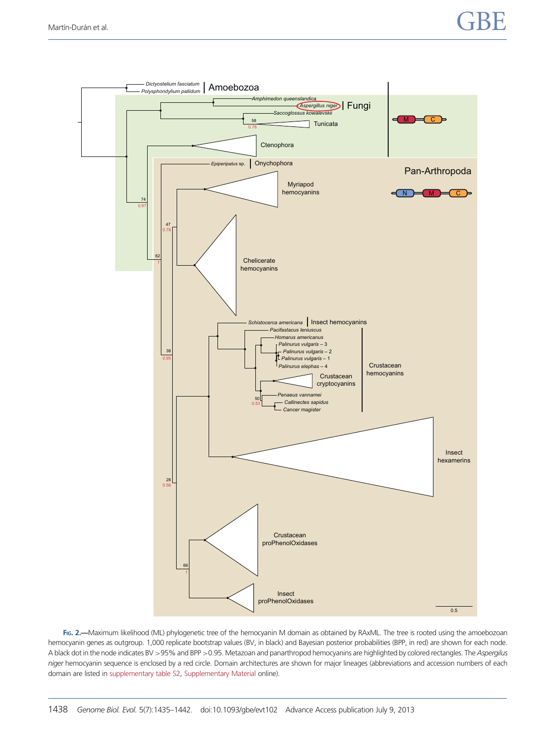**Fig. 2.**—Maximum likelihood (ML) phylogenetic tree of the hemocyanin M domain as obtained by RAxML. The tree is rooted using the amoebozoan hemocyanin genes as outgroup. 1,000 replicate bootstrap values (BV, in black) and Bayesian posterior probabilities (BPP, in red) are shown for each node. A black dot in the node indicates BV >95% and BPP >0.95. Metazoan and panarthropod hemocyanins are highlighted by colored rectangles. The *Aspergilus niger* hemocyanin sequence is enclosed by a red circle. Domain architectures are shown for major lineages (abbreviations and accession numbers of each domain are listed in supplementary table S2, Supplementary Material online).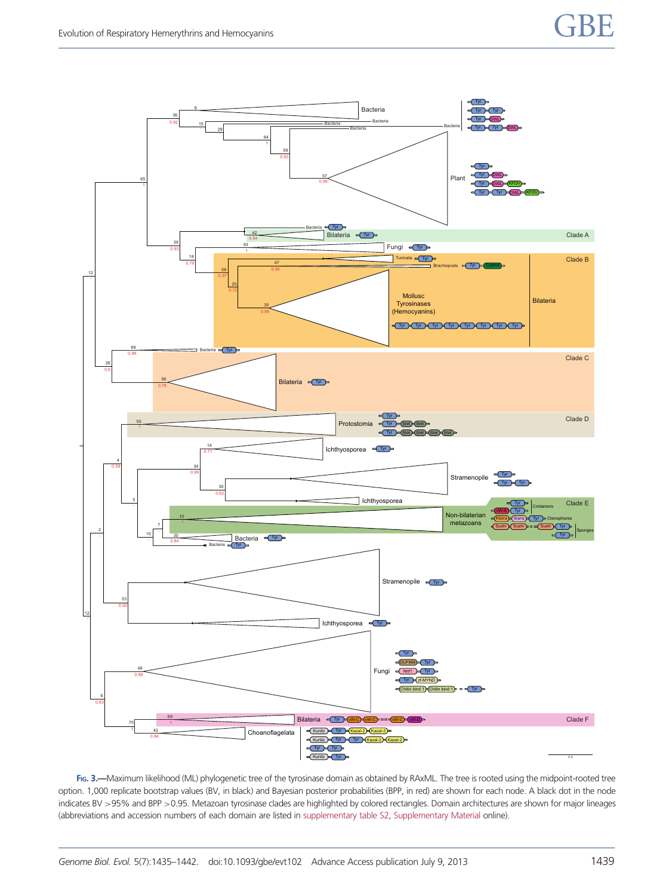Fig. 3.—Maximum likelihood (ML) phylogenetic tree of the tyrosinase domain as obtained by RAxML. The tree is rooted using the midpoint-rooted tree option. 1,000 replicate bootstrap values (BV, in black) and Bayesian posterior probabilities (BPP, in red) are shown for each node. A black dot in the node indicates BV >95% and BPP >0.95. Metazoan tyrosinase clades are highlighted by colored rectangles. Domain architectures are shown for major lineages (abbreviations and accession numbers of each domain are listed in supplementary table S2, Supplementary Material online).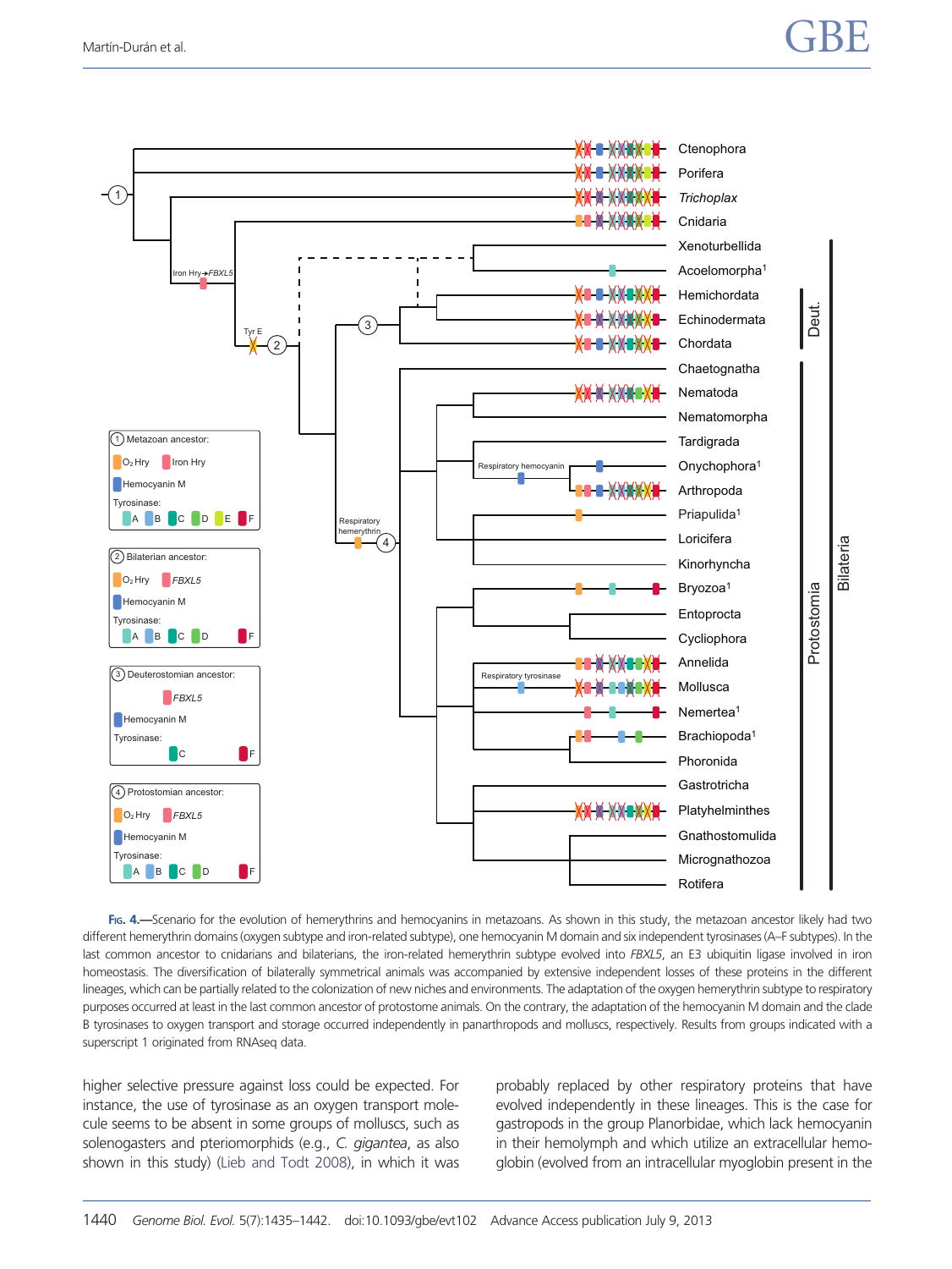**Fig. 4.**—Scenario for the evolution of hemerythrins and hemocyanins in metazoans. As shown in this study, the metazoan ancestor likely had two different hemerythrin domains (oxygen subtype and iron-related subtype), one hemocyanin M domain and six independent tyrosinases (A–F subtypes). In the last common ancestor to cnidarians and bilaterians, the iron-related hemerythrin subtype evolved into *FBXL5*, an E3 ubiquitin ligase involved in iron homeostasis. The diversification of bilaterally symmetrical animals was accompanied by extensive independent losses of these proteins in the different lineages, which can be partially related to the colonization of new niches and environments. The adaptation of the oxygen hemerythrin subtype to respiratory purposes occurred at least in the last common ancestor of protostome animals. On the contrary, the adaptation of the hemocyanin M domain and the clade B tyrosinases to oxygen transport and storage occurred independently in panarthropods and molluscs, respectively. Results from groups indicated with a superscript 1 originated from RNAseq data.

higher selective pressure against loss could be expected. For instance, the use of tyrosinase as an oxygen transport molecule seems to be absent in some groups of molluscs, such as solenogasters and pteriomorphids (e.g., *C. gigantea*, as also shown in this study) (Lieb and Todt 2008), in which it was probably replaced by other respiratory proteins that have evolved independently in these lineages. This is the case for gastropods in the group Planorbidae, which lack hemocyanin in their hemolymph and which utilize an extracellular hemoglobin (evolved from an intracellular myoglobin present in the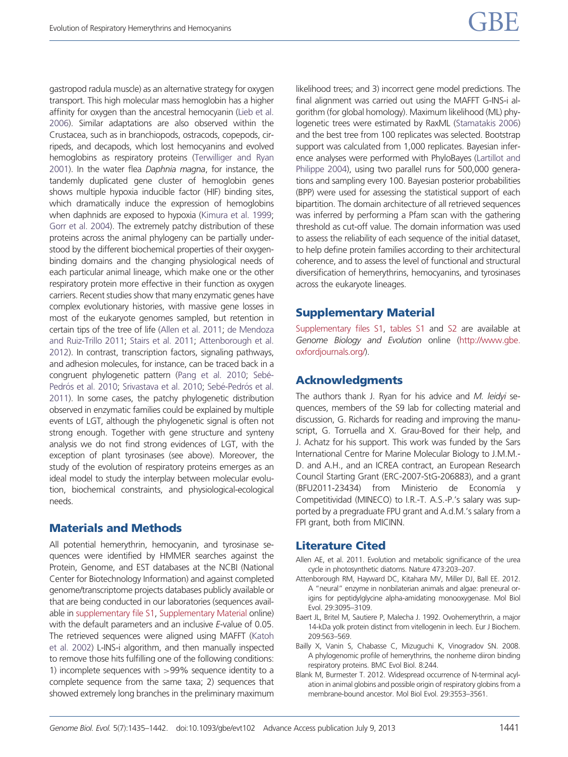gastropod radula muscle) as an alternative strategy for oxygen transport. This high molecular mass hemoglobin has a higher affinity for oxygen than the ancestral hemocyanin (Lieb et al. 2006). Similar adaptations are also observed within the Crustacea, such as in branchiopods, ostracods, copepods, cirripeds, and decapods, which lost hemocyanins and evolved hemoglobins as respiratory proteins (Terwilliger and Ryan 2001). In the water flea *Daphnia magna*, for instance, the tandemly duplicated gene cluster of hemoglobin genes shows multiple hypoxia inducible factor (HIF) binding sites, which dramatically induce the expression of hemoglobins when daphnids are exposed to hypoxia (Kimura et al. 1999; Gorr et al. 2004). The extremely patchy distribution of these proteins across the animal phylogeny can be partially understood by the different biochemical properties of their oxygen-binding domains and the changing physiological needs of each particular animal lineage, which make one or the other respiratory protein more effective in their function as oxygen carriers. Recent studies show that many enzymatic genes have complex evolutionary histories, with massive gene losses in most of the eukaryote genomes sampled, but retention in certain tips of the tree of life (Allen et al. 2011; de Mendoza and Ruiz-Trillo 2011; Stairs et al. 2011; Attenborough et al. 2012). In contrast, transcription factors, signaling pathways, and adhesion molecules, for instance, can be traced back in a congruent phylogenetic pattern (Pang et al. 2010; Sebé-Pedrós et al. 2010; Srivastava et al. 2010; Sebé-Pedrós et al. 2011). In some cases, the patchy phylogenetic distribution observed in enzymatic families could be explained by multiple events of LGT, although the phylogenetic signal is often not strong enough. Together with gene structure and synteny analysis we do not find strong evidences of LGT, with the exception of plant tyrosinases (see above). Moreover, the study of the evolution of respiratory proteins emerges as an ideal model to study the interplay between molecular evolution, biochemical constraints, and physiological-ecological needs.

## Materials and Methods

All potential hemerythrin, hemocyanin, and tyrosinase sequences were identified by HMMER searches against the Protein, Genome, and EST databases at the NCBI (National Center for Biotechnology Information) and against completed genome/transcriptome projects databases publicly available or that are being conducted in our laboratories (sequences available in supplementary file S1, Supplementary Material online) with the default parameters and an inclusive *E*-value of 0.05. The retrieved sequences were aligned using MAFFT (Katoh et al. 2002) L-INS-i algorithm, and then manually inspected to remove those hits fulfilling one of the following conditions: 1) incomplete sequences with >99% sequence identity to a complete sequence from the same taxa; 2) sequences that showed extremely long branches in the preliminary maximum likelihood trees; and 3) incorrect gene model predictions. The final alignment was carried out using the MAFFT G-INS-i algorithm (for global homology). Maximum likelihood (ML) phylogenetic trees were estimated by RaxML (Stamatakis 2006) and the best tree from 100 replicates was selected. Bootstrap support was calculated from 1,000 replicates. Bayesian inference analyses were performed with PhyloBayes (Lartillot and Philippe 2004), using two parallel runs for 500,000 generations and sampling every 100. Bayesian posterior probabilities (BPP) were used for assessing the statistical support of each bipartition. The domain architecture of all retrieved sequences was inferred by performing a Pfam scan with the gathering threshold as cut-off value. The domain information was used to assess the reliability of each sequence of the initial dataset, to help define protein families according to their architectural coherence, and to assess the level of functional and structural diversification of hemerythrins, hemocyanins, and tyrosinases across the eukaryote lineages.

## Supplementary Material

Supplementary files S1, tables S1 and S2 are available at *Genome Biology and Evolution* online (http://www.gbe.oxfordjournals.org/).

## Acknowledgments

The authors thank J. Ryan for his advice and *M. leidyi* sequences, members of the S9 lab for collecting material and discussion, G. Richards for reading and improving the manuscript, G. Torruella and X. Grau-Boved for their help, and J. Achatz for his support. This work was funded by the Sars International Centre for Marine Molecular Biology to J.M.M.-D. and A.H., and an ICREA contract, an European Research Council Starting Grant (ERC-2007-StG-206883), and a grant (BFU2011-23434) from Ministerio de Economía y Competitividad (MINECO) to I.R.-T. A.S.-P.'s salary was supported by a pregraduate FPU grant and A.d.M.'s salary from a FPI grant, both from MICINN.

## Literature Cited

Allen AE, et al. 2011. Evolution and metabolic significance of the urea cycle in photosynthetic diatoms. Nature 473:203–207.

Attenborough RM, Hayward DC, Kitahara MV, Miller DJ, Ball EE. 2012. A "neural" enzyme in nonbilaterian animals and algae: preneural origins for peptidylglycine alpha-amidating monooxygenase. Mol Biol Evol. 29:3095–3109.

Baert JL, Britel M, Sautiere P, Malecha J. 1992. Ovohemerythrin, a major 14-kDa yolk protein distinct from vitellogenin in leech. Eur J Biochem. 209:563–569.

Bailly X, Vanin S, Chabasse C, Mizuguchi K, Vinogradov SN. 2008. A phylogenomic profile of hemerythrins, the nonheme diiron binding respiratory proteins. BMC Evol Biol. 8:244.

Blank M, Burmester T. 2012. Widespread occurrence of N-terminal acylation in animal globins and possible origin of respiratory globins from a membrane-bound ancestor. Mol Biol Evol. 29:3553–3561.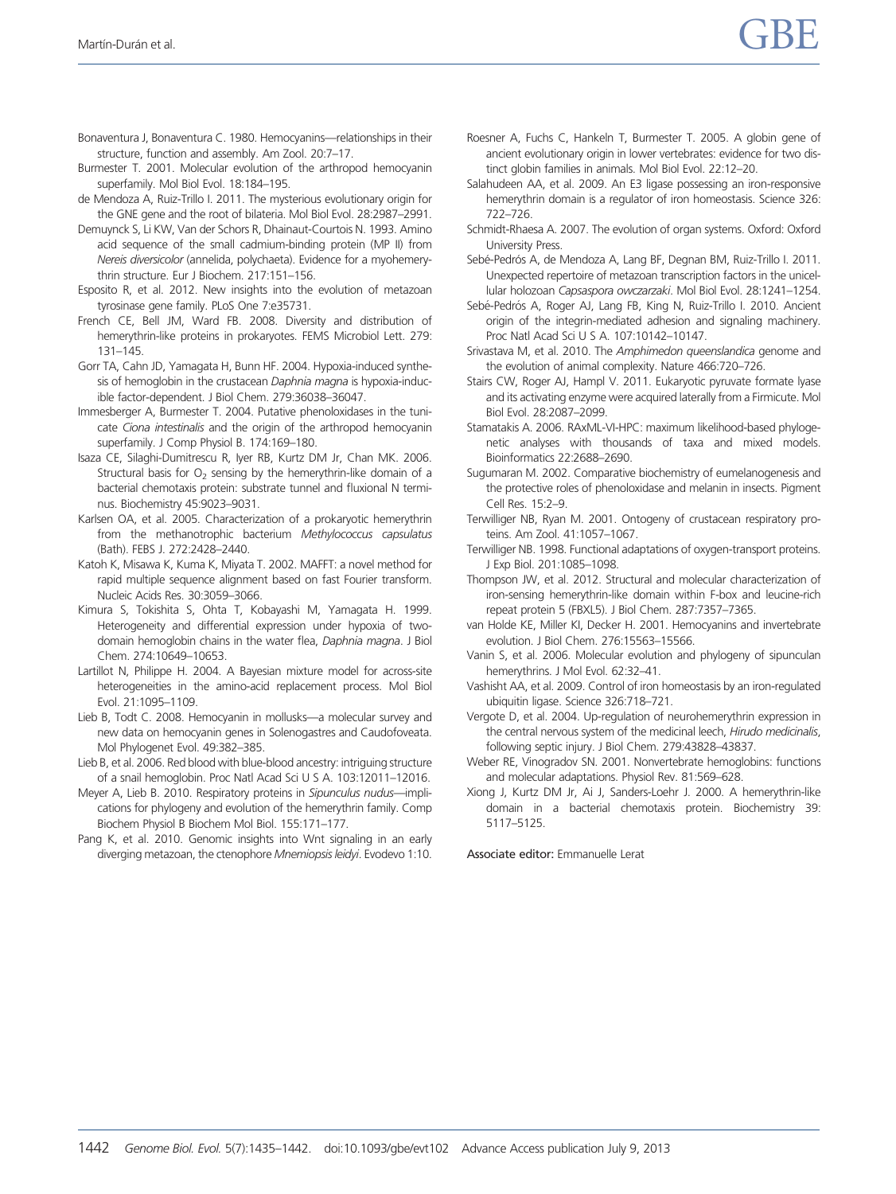Bonaventura J, Bonaventura C. 1980. Hemocyanins—relationships in their structure, function and assembly. Am Zool. 20:7–17.

Burmester T. 2001. Molecular evolution of the arthropod hemocyanin superfamily. Mol Biol Evol. 18:184–195.

de Mendoza A, Ruiz-Trillo I. 2011. The mysterious evolutionary origin for the GNE gene and the root of bilateria. Mol Biol Evol. 28:2987–2991.

Demuynck S, Li KW, Van der Schors R, Dhainaut-Courtois N. 1993. Amino acid sequence of the small cadmium-binding protein (MP II) from *Nereis diversicolor* (annelida, polychaeta). Evidence for a myohemerythrin structure. Eur J Biochem. 217:151–156.

Esposito R, et al. 2012. New insights into the evolution of metazoan tyrosinase gene family. PLoS One 7:e35731.

French CE, Bell JM, Ward FB. 2008. Diversity and distribution of hemerythrin-like proteins in prokaryotes. FEMS Microbiol Lett. 279: 131–145.

Gorr TA, Cahn JD, Yamagata H, Bunn HF. 2004. Hypoxia-induced synthesis of hemoglobin in the crustacean *Daphnia magna* is hypoxia-inducible factor-dependent. J Biol Chem. 279:36038–36047.

Immesberger A, Burmester T. 2004. Putative phenoloxidases in the tunicate *Ciona intestinalis* and the origin of the arthropod hemocyanin superfamily. J Comp Physiol B. 174:169–180.

Isaza CE, Silaghi-Dumitrescu R, Iyer RB, Kurtz DM Jr, Chan MK. 2006. Structural basis for $O_2$ sensing by the hemerythrin-like domain of a bacterial chemotaxis protein: substrate tunnel and fluxional N terminus. Biochemistry 45:9023–9031.

Karlsen OA, et al. 2005. Characterization of a prokaryotic hemerythrin from the methanotrophic bacterium *Methylococcus capsulatus* (Bath). FEBS J. 272:2428–2440.

Katoh K, Misawa K, Kuma K, Miyata T. 2002. MAFFT: a novel method for rapid multiple sequence alignment based on fast Fourier transform. Nucleic Acids Res. 30:3059–3066.

Kimura S, Tokishita S, Ohta T, Kobayashi M, Yamagata H. 1999. Heterogeneity and differential expression under hypoxia of two-domain hemoglobin chains in the water flea, *Daphnia magna*. J Biol Chem. 274:10649–10653.

Lartillot N, Philippe H. 2004. A Bayesian mixture model for across-site heterogeneities in the amino-acid replacement process. Mol Biol Evol. 21:1095–1109.

Lieb B, Todt C. 2008. Hemocyanin in mollusks—a molecular survey and new data on hemocyanin genes in Solenogastres and Caudofoveata. Mol Phylogenet Evol. 49:382–385.

Lieb B, et al. 2006. Red blood with blue-blood ancestry: intriguing structure of a snail hemoglobin. Proc Natl Acad Sci U S A. 103:12011–12016.

Meyer A, Lieb B. 2010. Respiratory proteins in *Sipunculus nudus*—implications for phylogeny and evolution of the hemerythrin family. Comp Biochem Physiol B Biochem Mol Biol. 155:171–177.

Pang K, et al. 2010. Genomic insights into Wnt signaling in an early diverging metazoan, the ctenophore *Mnemiopsis leidyi*. Evodevo 1:10.

Roesner A, Fuchs C, Hankeln T, Burmester T. 2005. A globin gene of ancient evolutionary origin in lower vertebrates: evidence for two distinct globin families in animals. Mol Biol Evol. 22:12–20.

Salahudeen AA, et al. 2009. An E3 ligase possessing an iron-responsive hemerythrin domain is a regulator of iron homeostasis. Science 326: 722–726.

Schmidt-Rhaesa A. 2007. The evolution of organ systems. Oxford: Oxford University Press.

Sebé-Pedrós A, de Mendoza A, Lang BF, Degnan BM, Ruiz-Trillo I. 2011. Unexpected repertoire of metazoan transcription factors in the unicellular holozoan *Capsaspora owczarzaki*. Mol Biol Evol. 28:1241–1254.

Sebé-Pedrós A, Roger AJ, Lang FB, King N, Ruiz-Trillo I. 2010. Ancient origin of the integrin-mediated adhesion and signaling machinery. Proc Natl Acad Sci U S A. 107:10142–10147.

Srivastava M, et al. 2010. The *Amphimedon queenslandica* genome and the evolution of animal complexity. Nature 466:720–726.

Stairs CW, Roger AJ, Hampl V. 2011. Eukaryotic pyruvate formate lyase and its activating enzyme were acquired laterally from a Firmicute. Mol Biol Evol. 28:2087–2099.

Stamatakis A. 2006. RAxML-VI-HPC: maximum likelihood-based phylogenetic analyses with thousands of taxa and mixed models. Bioinformatics 22:2688–2690.

Sugumaran M. 2002. Comparative biochemistry of eumelanogenesis and the protective roles of phenoloxidase and melanin in insects. Pigment Cell Res. 15:2–9.

Terwilliger NB, Ryan M. 2001. Ontogeny of crustacean respiratory proteins. Am Zool. 41:1057–1067.

Terwilliger NB. 1998. Functional adaptations of oxygen-transport proteins. J Exp Biol. 201:1085–1098.

Thompson JW, et al. 2012. Structural and molecular characterization of iron-sensing hemerythrin-like domain within F-box and leucine-rich repeat protein 5 (FBXL5). J Biol Chem. 287:7357–7365.

van Holde KE, Miller KI, Decker H. 2001. Hemocyanins and invertebrate evolution. J Biol Chem. 276:15563–15566.

Vanin S, et al. 2006. Molecular evolution and phylogeny of sipunculan hemerythrins. J Mol Evol. 62:32–41.

Vashisht AA, et al. 2009. Control of iron homeostasis by an iron-regulated ubiquitin ligase. Science 326:718–721.

Vergote D, et al. 2004. Up-regulation of neurohemerythrin expression in the central nervous system of the medicinal leech, *Hirudo medicinalis*, following septic injury. J Biol Chem. 279:43828–43837.

Weber RE, Vinogradov SN. 2001. Nonvertebrate hemoglobins: functions and molecular adaptations. Physiol Rev. 81:569–628.

Xiong J, Kurtz DM Jr, Ai J, Sanders-Loehr J. 2000. A hemerythrin-like domain in a bacterial chemotaxis protein. Biochemistry 39: 5117–5125.

**Associate editor:** Emmanuelle Lerat